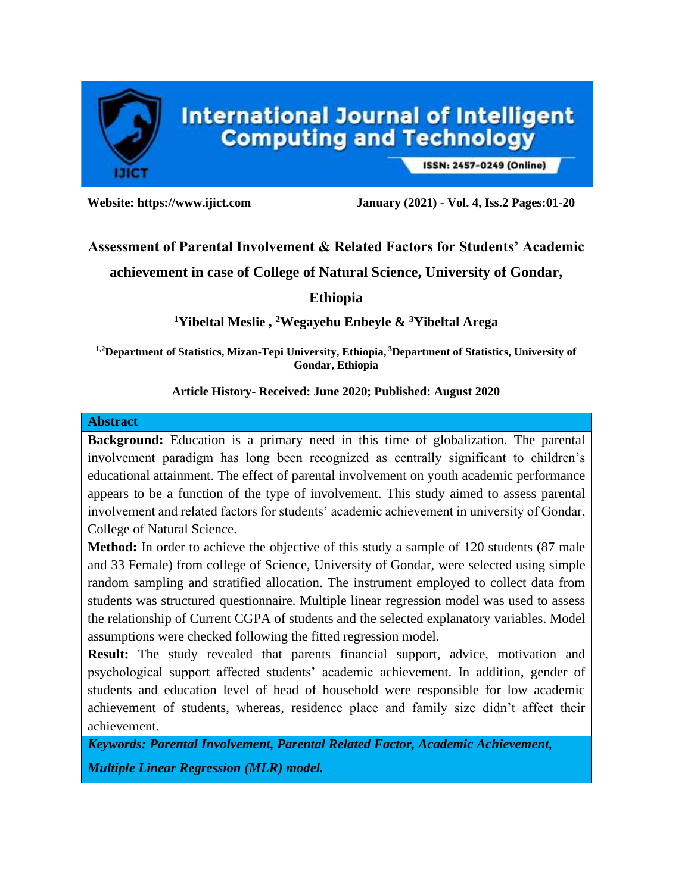# Assessment of Parental Involvement & Related Factors for Students' Academic achievement in case of College of Natural Science, University of Gondar, Ethiopia

**[1]Yibeltal Meslie , [2]Wegayehu Enbeyle & [3]Yibeltal Arega**

**[1,2]Department of Statistics, Mizan-Tepi University, Ethiopia, [3]Department of Statistics, University of Gondar, Ethiopia**

**Article History- Received: June 2020; Published: August 2020**

## Abstract

**Background:** Education is a primary need in this time of globalization. The parental involvement paradigm has long been recognized as centrally significant to children's educational attainment. The effect of parental involvement on youth academic performance appears to be a function of the type of involvement. This study aimed to assess parental involvement and related factors for students' academic achievement in university of Gondar, College of Natural Science.

**Method:** In order to achieve the objective of this study a sample of 120 students (87 male and 33 Female) from college of Science, University of Gondar, were selected using simple random sampling and stratified allocation. The instrument employed to collect data from students was structured questionnaire. Multiple linear regression model was used to assess the relationship of Current CGPA of students and the selected explanatory variables. Model assumptions were checked following the fitted regression model.

**Result:** The study revealed that parents financial support, advice, motivation and psychological support affected students' academic achievement. In addition, gender of students and education level of head of household were responsible for low academic achievement of students, whereas, residence place and family size didn't affect their achievement.

***Keywords: Parental Involvement, Parental Related Factor, Academic Achievement, Multiple Linear Regression (MLR) model.***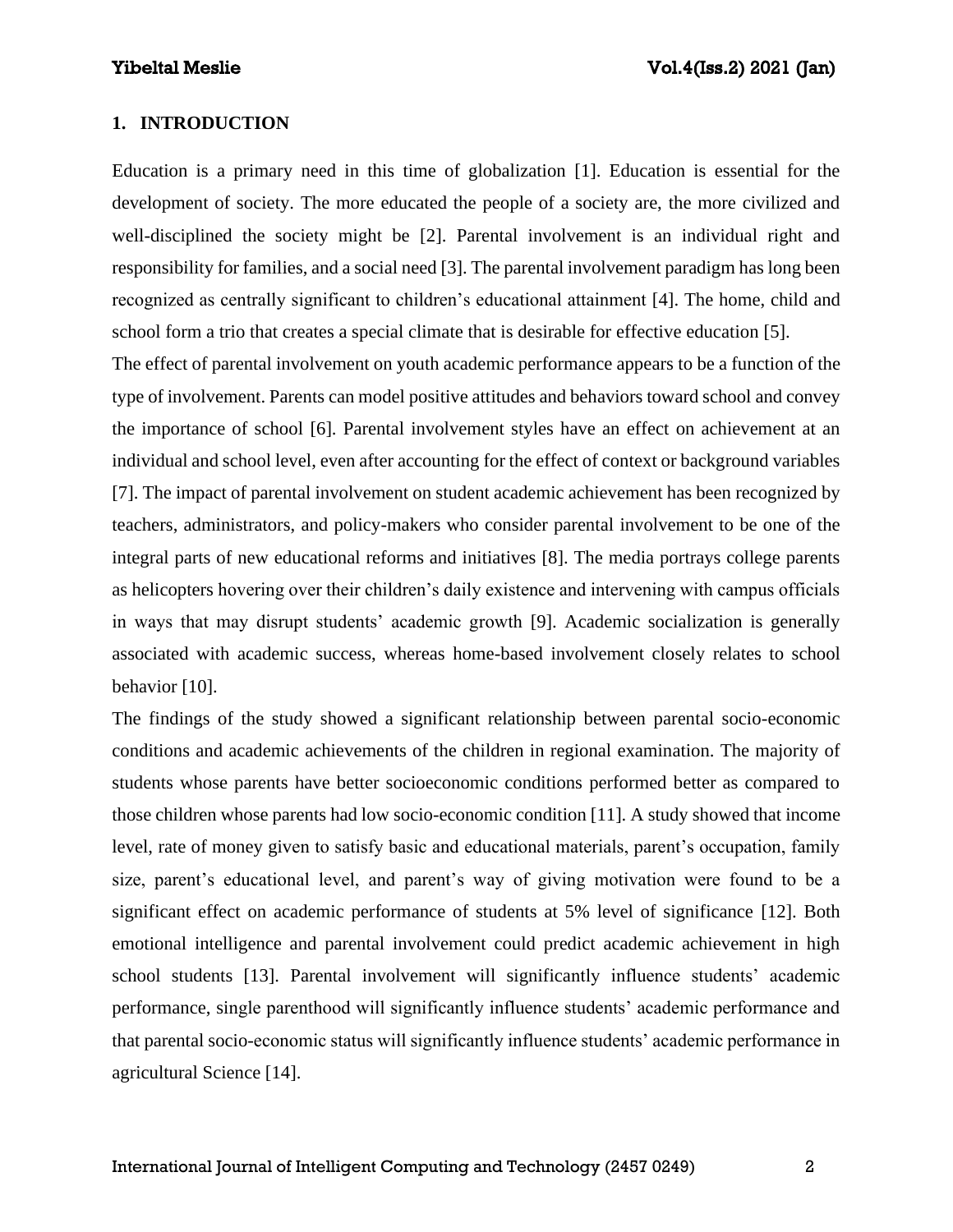## 1. INTRODUCTION

Education is a primary need in this time of globalization [1]. Education is essential for the development of society. The more educated the people of a society are, the more civilized and well-disciplined the society might be [2]. Parental involvement is an individual right and responsibility for families, and a social need [3]. The parental involvement paradigm has long been recognized as centrally significant to children's educational attainment [4]. The home, child and school form a trio that creates a special climate that is desirable for effective education [5].

The effect of parental involvement on youth academic performance appears to be a function of the type of involvement. Parents can model positive attitudes and behaviors toward school and convey the importance of school [6]. Parental involvement styles have an effect on achievement at an individual and school level, even after accounting for the effect of context or background variables [7]. The impact of parental involvement on student academic achievement has been recognized by teachers, administrators, and policy-makers who consider parental involvement to be one of the integral parts of new educational reforms and initiatives [8]. The media portrays college parents as helicopters hovering over their children's daily existence and intervening with campus officials in ways that may disrupt students' academic growth [9]. Academic socialization is generally associated with academic success, whereas home-based involvement closely relates to school behavior [10].

The findings of the study showed a significant relationship between parental socio-economic conditions and academic achievements of the children in regional examination. The majority of students whose parents have better socioeconomic conditions performed better as compared to those children whose parents had low socio-economic condition [11]. A study showed that income level, rate of money given to satisfy basic and educational materials, parent's occupation, family size, parent's educational level, and parent's way of giving motivation were found to be a significant effect on academic performance of students at 5% level of significance [12]. Both emotional intelligence and parental involvement could predict academic achievement in high school students [13]. Parental involvement will significantly influence students' academic performance, single parenthood will significantly influence students' academic performance and that parental socio-economic status will significantly influence students' academic performance in agricultural Science [14].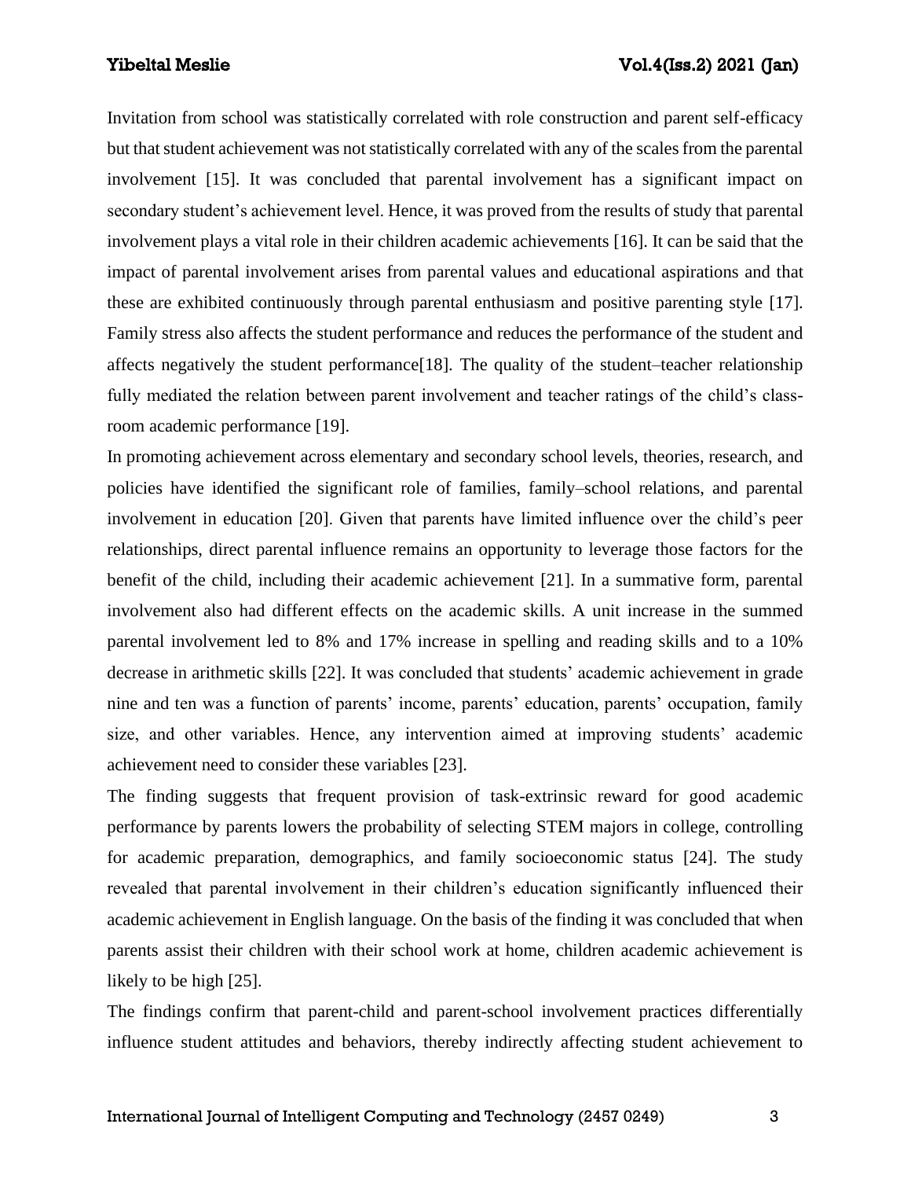Invitation from school was statistically correlated with role construction and parent self-efficacy but that student achievement was not statistically correlated with any of the scales from the parental involvement [15]. It was concluded that parental involvement has a significant impact on secondary student's achievement level. Hence, it was proved from the results of study that parental involvement plays a vital role in their children academic achievements [16]. It can be said that the impact of parental involvement arises from parental values and educational aspirations and that these are exhibited continuously through parental enthusiasm and positive parenting style [17]. Family stress also affects the student performance and reduces the performance of the student and affects negatively the student performance[18]. The quality of the student–teacher relationship fully mediated the relation between parent involvement and teacher ratings of the child's class-room academic performance [19].

In promoting achievement across elementary and secondary school levels, theories, research, and policies have identified the significant role of families, family–school relations, and parental involvement in education [20]. Given that parents have limited influence over the child's peer relationships, direct parental influence remains an opportunity to leverage those factors for the benefit of the child, including their academic achievement [21]. In a summative form, parental involvement also had different effects on the academic skills. A unit increase in the summed parental involvement led to 8% and 17% increase in spelling and reading skills and to a 10% decrease in arithmetic skills [22]. It was concluded that students' academic achievement in grade nine and ten was a function of parents' income, parents' education, parents' occupation, family size, and other variables. Hence, any intervention aimed at improving students' academic achievement need to consider these variables [23].

The finding suggests that frequent provision of task-extrinsic reward for good academic performance by parents lowers the probability of selecting STEM majors in college, controlling for academic preparation, demographics, and family socioeconomic status [24]. The study revealed that parental involvement in their children's education significantly influenced their academic achievement in English language. On the basis of the finding it was concluded that when parents assist their children with their school work at home, children academic achievement is likely to be high [25].

The findings confirm that parent-child and parent-school involvement practices differentially influence student attitudes and behaviors, thereby indirectly affecting student achievement to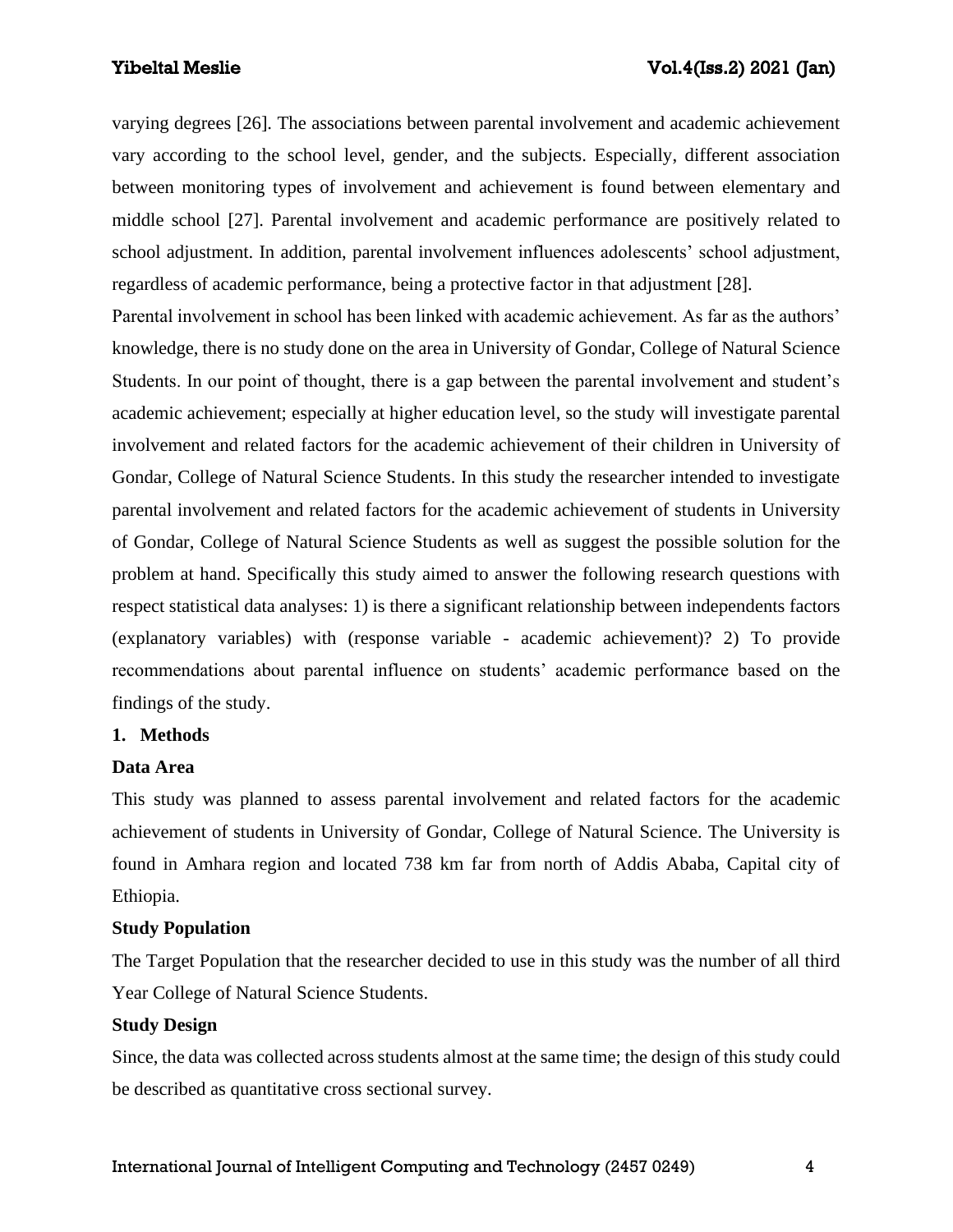varying degrees [26]. The associations between parental involvement and academic achievement vary according to the school level, gender, and the subjects. Especially, different association between monitoring types of involvement and achievement is found between elementary and middle school [27]. Parental involvement and academic performance are positively related to school adjustment. In addition, parental involvement influences adolescents' school adjustment, regardless of academic performance, being a protective factor in that adjustment [28].

Parental involvement in school has been linked with academic achievement. As far as the authors' knowledge, there is no study done on the area in University of Gondar, College of Natural Science Students. In our point of thought, there is a gap between the parental involvement and student's academic achievement; especially at higher education level, so the study will investigate parental involvement and related factors for the academic achievement of their children in University of Gondar, College of Natural Science Students. In this study the researcher intended to investigate parental involvement and related factors for the academic achievement of students in University of Gondar, College of Natural Science Students as well as suggest the possible solution for the problem at hand. Specifically this study aimed to answer the following research questions with respect statistical data analyses: 1) is there a significant relationship between independents factors (explanatory variables) with (response variable - academic achievement)? 2) To provide recommendations about parental influence on students' academic performance based on the findings of the study.

## 1. Methods

### Data Area

This study was planned to assess parental involvement and related factors for the academic achievement of students in University of Gondar, College of Natural Science. The University is found in Amhara region and located 738 km far from north of Addis Ababa, Capital city of Ethiopia.

### Study Population

The Target Population that the researcher decided to use in this study was the number of all third Year College of Natural Science Students.

### Study Design

Since, the data was collected across students almost at the same time; the design of this study could be described as quantitative cross sectional survey.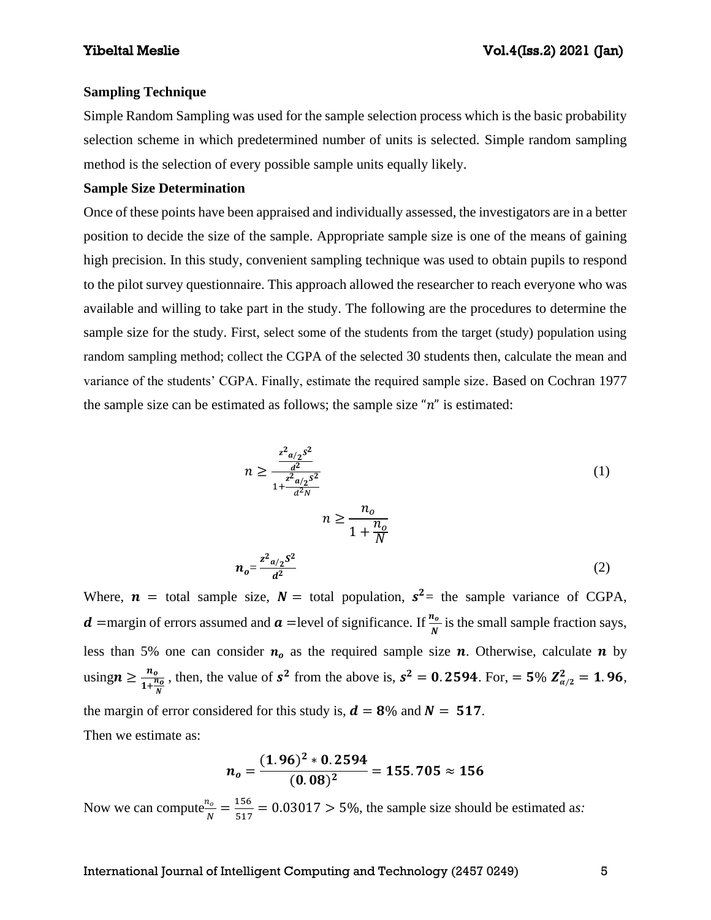**Sampling Technique**

Simple Random Sampling was used for the sample selection process which is the basic probability selection scheme in which predetermined number of units is selected. Simple random sampling method is the selection of every possible sample units equally likely.

**Sample Size Determination**

Once of these points have been appraised and individually assessed, the investigators are in a better position to decide the size of the sample. Appropriate sample size is one of the means of gaining high precision. In this study, convenient sampling technique was used to obtain pupils to respond to the pilot survey questionnaire. This approach allowed the researcher to reach everyone who was available and willing to take part in the study. The following are the procedures to determine the sample size for the study. First, select some of the students from the target (study) population using random sampling method; collect the CGPA of the selected 30 students then, calculate the mean and variance of the students' CGPA. Finally, estimate the required sample size. Based on Cochran 1977 the sample size can be estimated as follows; the sample size "$n$" is estimated:

$$n \geq \frac{\frac{z^2_{a/2} s^2}{d^2}}{1+\frac{z^2_{a/2} s^2}{d^2 N}} \tag{1}$$

$$n \geq \frac{n_o}{1+\frac{n_o}{N}}$$

$$\boldsymbol{n_o} = \frac{z^2_{a/2} S^2}{d^2} \tag{2}$$

Where, $\boldsymbol{n}$ = total sample size, $\boldsymbol{N}$ = total population, $\boldsymbol{s^2}$= the sample variance of CGPA, $\boldsymbol{d}$ =margin of errors assumed and $\boldsymbol{a}$ =level of significance. If $\frac{\boldsymbol{n_o}}{\boldsymbol{N}}$ is the small sample fraction says, less than 5% one can consider $\boldsymbol{n_o}$ as the required sample size $\boldsymbol{n}$. Otherwise, calculate $\boldsymbol{n}$ by using $\boldsymbol{n} \geq \frac{\boldsymbol{n_o}}{1+\frac{\boldsymbol{n_o}}{\boldsymbol{N}}}$ , then, the value of $\boldsymbol{s^2}$ from the above is, $\boldsymbol{s^2 = 0.2594}$. For, $= \boldsymbol{5}\%$ $\boldsymbol{Z^2_{\alpha/2} = 1.96}$, the margin of error considered for this study is, $\boldsymbol{d = 8}\%$ and $\boldsymbol{N = 517}$.

Then we estimate as:

$$\boldsymbol{n_o} = \frac{(\boldsymbol{1.96})^2 * \boldsymbol{0.2594}}{(\boldsymbol{0.08})^2} = \boldsymbol{155.705 \approx 156}$$

Now we can compute $\frac{n_o}{N} = \frac{156}{517} = 0.03017 > 5\%$, the sample size should be estimated a*s:*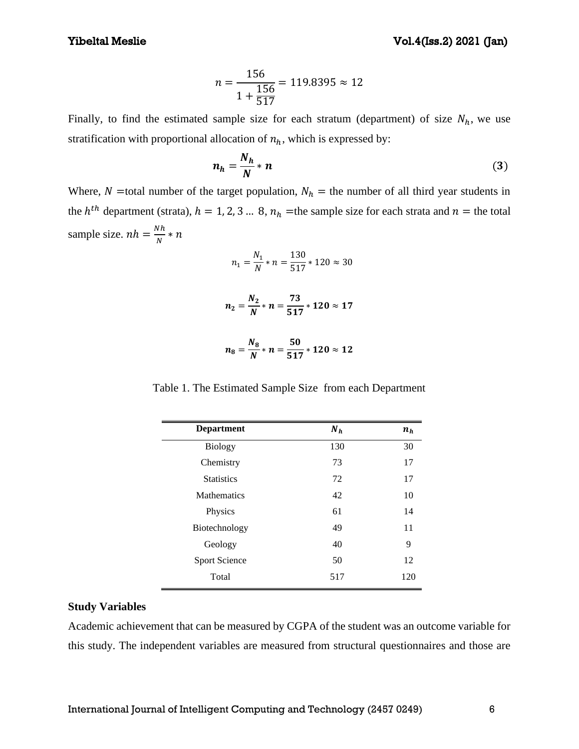$$n = \frac{156}{1 + \frac{156}{517}} = 119.8395 \approx 12$$

Finally, to find the estimated sample size for each stratum (department) of size $N_h$, we use stratification with proportional allocation of $n_h$, which is expressed by:

$$\boldsymbol{n_h = \frac{N_h}{N} * n} \tag{3}$$

Where, $N$ =total number of the target population, $N_h$ = the number of all third year students in the $h^{th}$ department (strata), $h = 1, 2, 3 \dots 8$, $n_h$ =the sample size for each strata and $n$ = the total sample size. $nh = \frac{Nh}{N} * n$

$$n_1 = \frac{N_1}{N} * n = \frac{130}{517} * 120 \approx 30$$

$$\boldsymbol{n_2 = \frac{N_2}{N} * n = \frac{73}{517} * 120 \approx 17}$$

$$\boldsymbol{n_8 = \frac{N_8}{N} * n = \frac{50}{517} * 120 \approx 12}$$

Table 1. The Estimated Sample Size from each Department

| Department | $N_h$ | $n_h$ |
|---|---|---|
| Biology | 130 | 30 |
| Chemistry | 73 | 17 |
| Statistics | 72 | 17 |
| Mathematics | 42 | 10 |
| Physics | 61 | 14 |
| Biotechnology | 49 | 11 |
| Geology | 40 | 9 |
| Sport Science | 50 | 12 |
| Total | 517 | 120 |

### Study Variables

Academic achievement that can be measured by CGPA of the student was an outcome variable for this study. The independent variables are measured from structural questionnaires and those are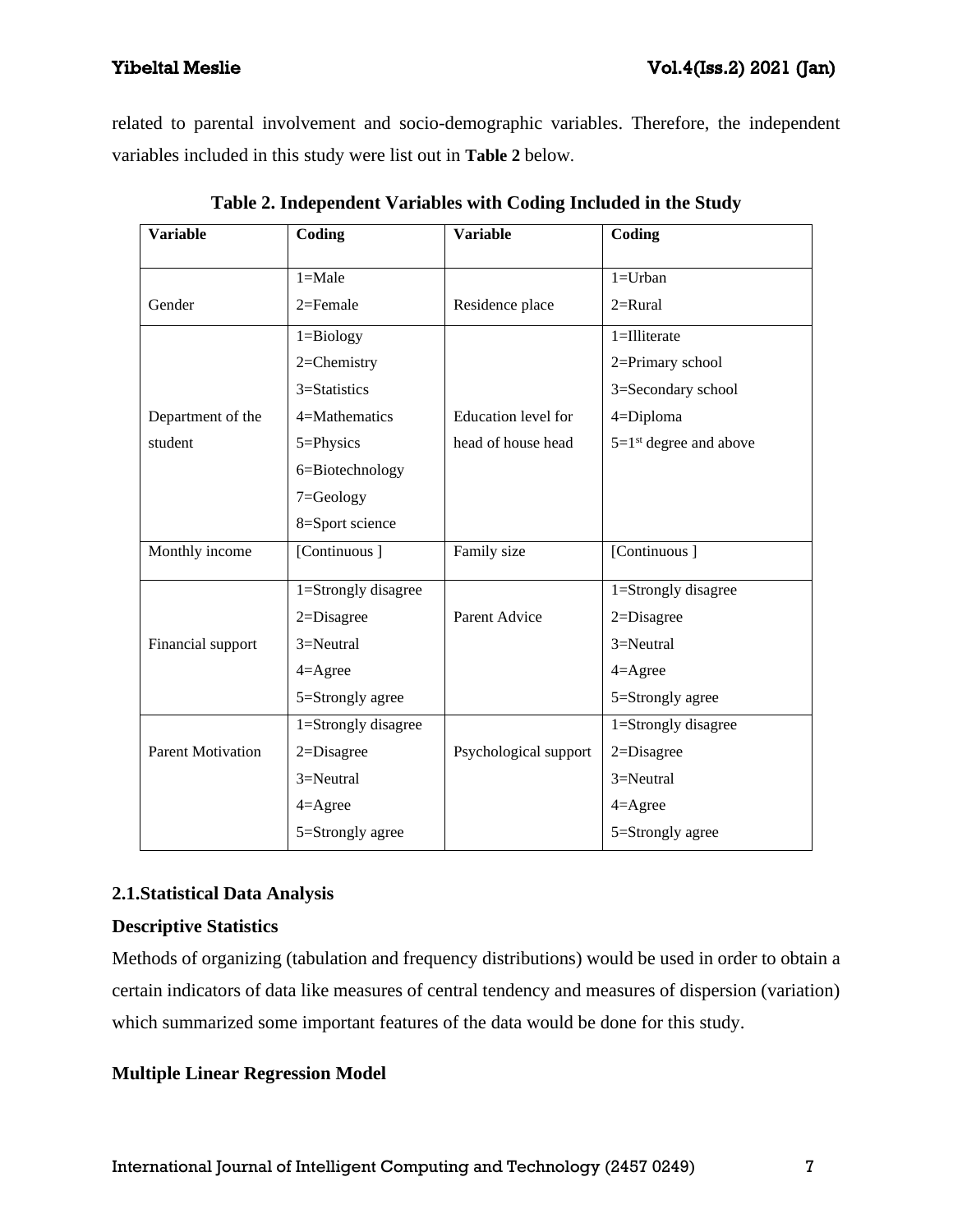related to parental involvement and socio-demographic variables. Therefore, the independent variables included in this study were list out in **Table 2** below.

**Table 2. Independent Variables with Coding Included in the Study**

| Variable | Coding | Variable | Coding |
|---|---|---|---|
| Gender | 1=Male<br>2=Female | Residence place | 1=Urban<br>2=Rural |
| Department of the student | 1=Biology<br>2=Chemistry<br>3=Statistics<br>4=Mathematics<br>5=Physics<br>6=Biotechnology<br>7=Geology<br>8=Sport science | Education level for head of house head | 1=Illiterate<br>2=Primary school<br>3=Secondary school<br>4=Diploma<br>5=1st degree and above |
| Monthly income | [Continuous ] | Family size | [Continuous ] |
| Financial support | 1=Strongly disagree<br>2=Disagree<br>3=Neutral<br>4=Agree<br>5=Strongly agree | Parent Advice | 1=Strongly disagree<br>2=Disagree<br>3=Neutral<br>4=Agree<br>5=Strongly agree |
| Parent Motivation | 1=Strongly disagree<br>2=Disagree<br>3=Neutral<br>4=Agree<br>5=Strongly agree | Psychological support | 1=Strongly disagree<br>2=Disagree<br>3=Neutral<br>4=Agree<br>5=Strongly agree |

## 2.1.Statistical Data Analysis

### Descriptive Statistics

Methods of organizing (tabulation and frequency distributions) would be used in order to obtain a certain indicators of data like measures of central tendency and measures of dispersion (variation) which summarized some important features of the data would be done for this study.

### Multiple Linear Regression Model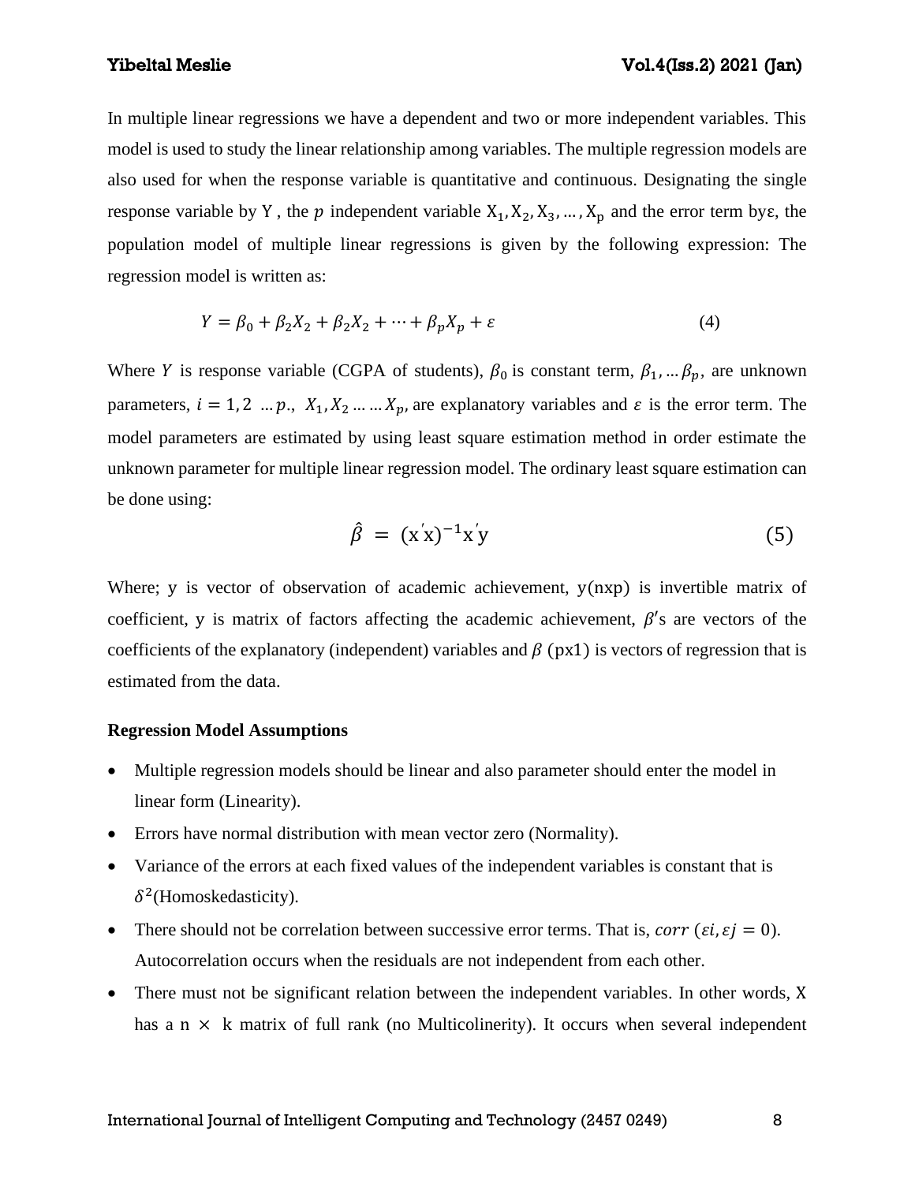In multiple linear regressions we have a dependent and two or more independent variables. This model is used to study the linear relationship among variables. The multiple regression models are also used for when the response variable is quantitative and continuous. Designating the single response variable by $\mathrm{Y}$ , the $p$ independent variable $\mathrm{X_1, X_2, X_3, \ldots, X_p}$ and the error term by$\varepsilon$, the population model of multiple linear regressions is given by the following expression: The regression model is written as:

$$Y = \beta_0 + \beta_2 X_2 + \beta_2 X_2 + \cdots + \beta_p X_p + \varepsilon \tag{4}$$

Where $Y$ is response variable (CGPA of students), $\beta_0$ is constant term, $\beta_1, \ldots \beta_p,$ are unknown parameters, $i = 1, 2 \ \ldots p.,$ $X_1, X_2 \ldots \ldots X_p,$ are explanatory variables and $\varepsilon$ is the error term. The model parameters are estimated by using least square estimation method in order estimate the unknown parameter for multiple linear regression model. The ordinary least square estimation can be done using:

$$\hat{\beta} \ = \ (\mathrm{x'x})^{-1}\mathrm{x'y} \tag{5}$$

Where; $\mathrm{y}$ is vector of observation of academic achievement, $\mathrm{y(nxp)}$ is invertible matrix of coefficient, $\mathrm{y}$ is matrix of factors affecting the academic achievement, $\beta'$s are vectors of the coefficients of the explanatory (independent) variables and $\beta$ $(\mathrm{px1})$ is vectors of regression that is estimated from the data.

**Regression Model Assumptions**

- Multiple regression models should be linear and also parameter should enter the model in linear form (Linearity).
- Errors have normal distribution with mean vector zero (Normality).
- Variance of the errors at each fixed values of the independent variables is constant that is $\delta^2$(Homoskedasticity).
- There should not be correlation between successive error terms. That is, $corr\ (\varepsilon i, \varepsilon j = 0)$. Autocorrelation occurs when the residuals are not independent from each other.
- There must not be significant relation between the independent variables. In other words, $\mathrm{X}$ has a $\mathrm{n} \times \mathrm{k}$ matrix of full rank (no Multicolinerity). It occurs when several independent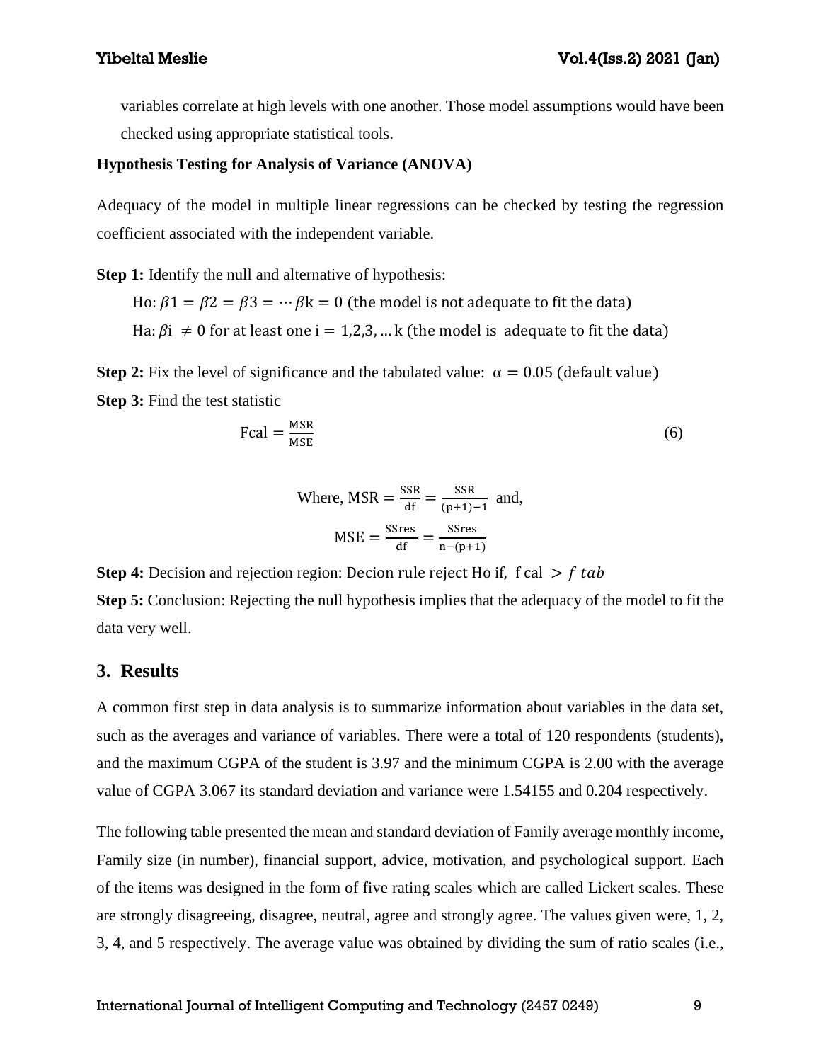variables correlate at high levels with one another. Those model assumptions would have been checked using appropriate statistical tools.

**Hypothesis Testing for Analysis of Variance (ANOVA)**

Adequacy of the model in multiple linear regressions can be checked by testing the regression coefficient associated with the independent variable.

**Step 1:** Identify the null and alternative of hypothesis:

Ho: $\beta 1 = \beta 2 = \beta 3 = \cdots \beta \mathrm{k} = 0$ (the model is not adequate to fit the data)

Ha: $\beta \mathrm{i} \neq 0$ for at least one $\mathrm{i} = 1,2,3, \ldots \mathrm{k}$ (the model is adequate to fit the data)

**Step 2:** Fix the level of significance and the tabulated value: $\alpha = 0.05$ (default value)

**Step 3:** Find the test statistic

$$\mathrm{Fcal} = \frac{\mathrm{MSR}}{\mathrm{MSE}} \tag{6}$$

$$\text{Where, } \mathrm{MSR} = \frac{\mathrm{SSR}}{\mathrm{df}} = \frac{\mathrm{SSR}}{(\mathrm{p}+1)-1} \text{ and,}$$

$$\mathrm{MSE} = \frac{\mathrm{SSres}}{\mathrm{df}} = \frac{\mathrm{SSres}}{\mathrm{n}-(\mathrm{p}+1)}$$

**Step 4:** Decision and rejection region: Decion rule reject Ho if, $\mathrm{f\ cal} > f\ tab$

**Step 5:** Conclusion: Rejecting the null hypothesis implies that the adequacy of the model to fit the data very well.

## 3. Results

A common first step in data analysis is to summarize information about variables in the data set, such as the averages and variance of variables. There were a total of 120 respondents (students), and the maximum CGPA of the student is 3.97 and the minimum CGPA is 2.00 with the average value of CGPA 3.067 its standard deviation and variance were 1.54155 and 0.204 respectively.

The following table presented the mean and standard deviation of Family average monthly income, Family size (in number), financial support, advice, motivation, and psychological support. Each of the items was designed in the form of five rating scales which are called Lickert scales. These are strongly disagreeing, disagree, neutral, agree and strongly agree. The values given were, 1, 2, 3, 4, and 5 respectively. The average value was obtained by dividing the sum of ratio scales (i.e.,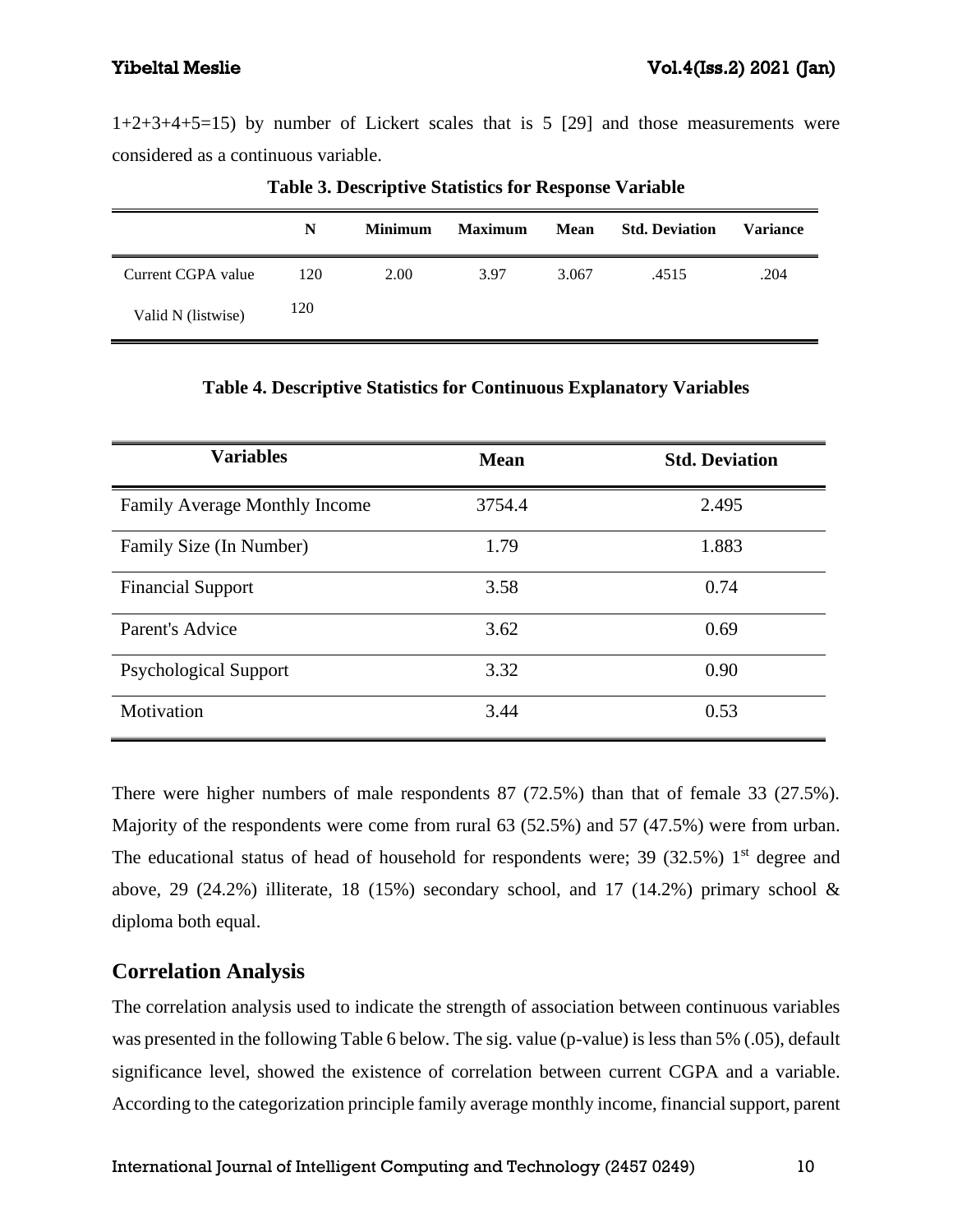1+2+3+4+5=15) by number of Lickert scales that is 5 [29] and those measurements were considered as a continuous variable.

**Table 3. Descriptive Statistics for Response Variable**

| | N | Minimum | Maximum | Mean | Std. Deviation | Variance |
|---|---|---|---|---|---|---|
| Current CGPA value | 120 | 2.00 | 3.97 | 3.067 | .4515 | .204 |
| Valid N (listwise) | 120 | | | | | |

**Table 4. Descriptive Statistics for Continuous Explanatory Variables**

| Variables | Mean | Std. Deviation |
|---|---|---|
| Family Average Monthly Income | 3754.4 | 2.495 |
| Family Size (In Number) | 1.79 | 1.883 |
| Financial Support | 3.58 | 0.74 |
| Parent's Advice | 3.62 | 0.69 |
| Psychological Support | 3.32 | 0.90 |
| Motivation | 3.44 | 0.53 |

There were higher numbers of male respondents 87 (72.5%) than that of female 33 (27.5%). Majority of the respondents were come from rural 63 (52.5%) and 57 (47.5%) were from urban. The educational status of head of household for respondents were; 39 (32.5%) 1st degree and above, 29 (24.2%) illiterate, 18 (15%) secondary school, and 17 (14.2%) primary school & diploma both equal.

## Correlation Analysis

The correlation analysis used to indicate the strength of association between continuous variables was presented in the following Table 6 below. The sig. value (p-value) is less than 5% (.05), default significance level, showed the existence of correlation between current CGPA and a variable. According to the categorization principle family average monthly income, financial support, parent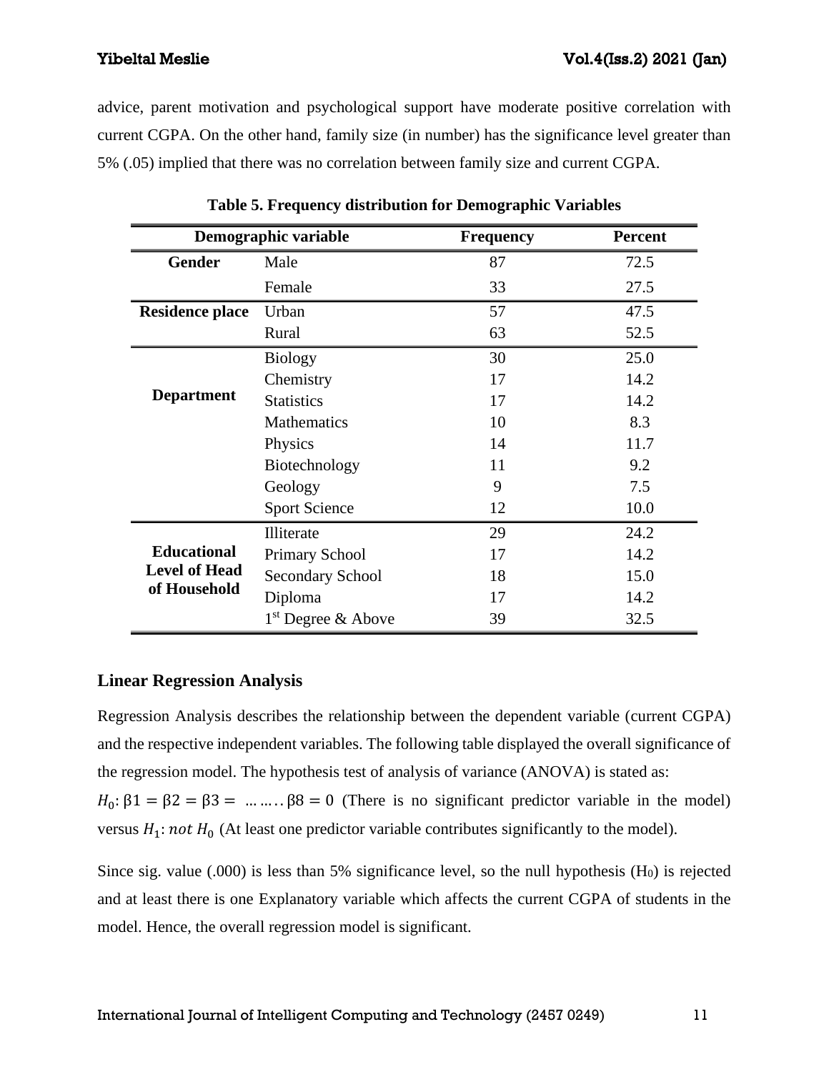advice, parent motivation and psychological support have moderate positive correlation with current CGPA. On the other hand, family size (in number) has the significance level greater than 5% (.05) implied that there was no correlation between family size and current CGPA.

**Table 5. Frequency distribution for Demographic Variables**

| Demographic variable | | Frequency | Percent |
|---|---|---|---|
| **Gender** | Male | 87 | 72.5 |
| | Female | 33 | 27.5 |
| **Residence place** | Urban | 57 | 47.5 |
| | Rural | 63 | 52.5 |
| **Department** | Biology | 30 | 25.0 |
| | Chemistry | 17 | 14.2 |
| | Statistics | 17 | 14.2 |
| | Mathematics | 10 | 8.3 |
| | Physics | 14 | 11.7 |
| | Biotechnology | 11 | 9.2 |
| | Geology | 9 | 7.5 |
| | Sport Science | 12 | 10.0 |
| **Educational Level of Head of Household** | Illiterate | 29 | 24.2 |
| | Primary School | 17 | 14.2 |
| | Secondary School | 18 | 15.0 |
| | Diploma | 17 | 14.2 |
| | 1st Degree & Above | 39 | 32.5 |

### Linear Regression Analysis

Regression Analysis describes the relationship between the dependent variable (current CGPA) and the respective independent variables. The following table displayed the overall significance of the regression model. The hypothesis test of analysis of variance (ANOVA) is stated as:
$H_0$: $\beta1 = \beta2 = \beta3 = \dots\dots\beta8 = 0$ (There is no significant predictor variable in the model) versus $H_1$: $not\ H_0$ (At least one predictor variable contributes significantly to the model).

Since sig. value (.000) is less than 5% significance level, so the null hypothesis ($H_0$) is rejected and at least there is one Explanatory variable which affects the current CGPA of students in the model. Hence, the overall regression model is significant.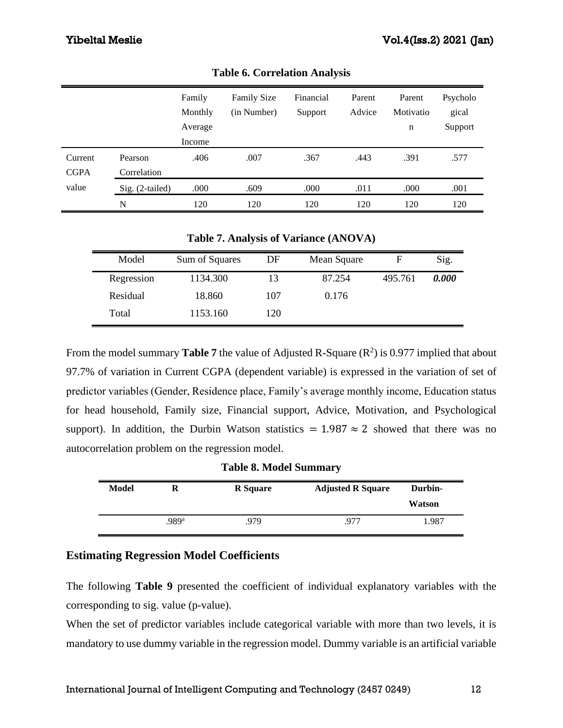**Table 6. Correlation Analysis**

| | | Family Monthly Average Income | Family Size (in Number) | Financial Support | Parent Advice | Parent Motivation | Psychological Support |
|---|---|---|---|---|---|---|---|
| Current CGPA value | Pearson Correlation | .406 | .007 | .367 | .443 | .391 | .577 |
| | Sig. (2-tailed) | .000 | .609 | .000 | .011 | .000 | .001 |
| | N | 120 | 120 | 120 | 120 | 120 | 120 |

**Table 7. Analysis of Variance (ANOVA)**

| Model | Sum of Squares | DF | Mean Square | F | Sig. |
|---|---|---|---|---|---|
| Regression | 1134.300 | 13 | 87.254 | 495.761 | ***0.000*** |
| Residual | 18.860 | 107 | 0.176 | | |
| Total | 1153.160 | 120 | | | |

From the model summary **Table 7** the value of Adjusted R-Square ($R^2$) is 0.977 implied that about 97.7% of variation in Current CGPA (dependent variable) is expressed in the variation of set of predictor variables (Gender, Residence place, Family's average monthly income, Education status for head household, Family size, Financial support, Advice, Motivation, and Psychological support). In addition, the Durbin Watson statistics $= 1.987 \approx 2$ showed that there was no autocorrelation problem on the regression model.

**Table 8. Model Summary**

| **Model** | **R** | **R Square** | **Adjusted R Square** | **Durbin-Watson** |
|---|---|---|---|---|
| | .989[a] | .979 | .977 | 1.987 |

## Estimating Regression Model Coefficients

The following **Table 9** presented the coefficient of individual explanatory variables with the corresponding to sig. value (p-value).

When the set of predictor variables include categorical variable with more than two levels, it is mandatory to use dummy variable in the regression model. Dummy variable is an artificial variable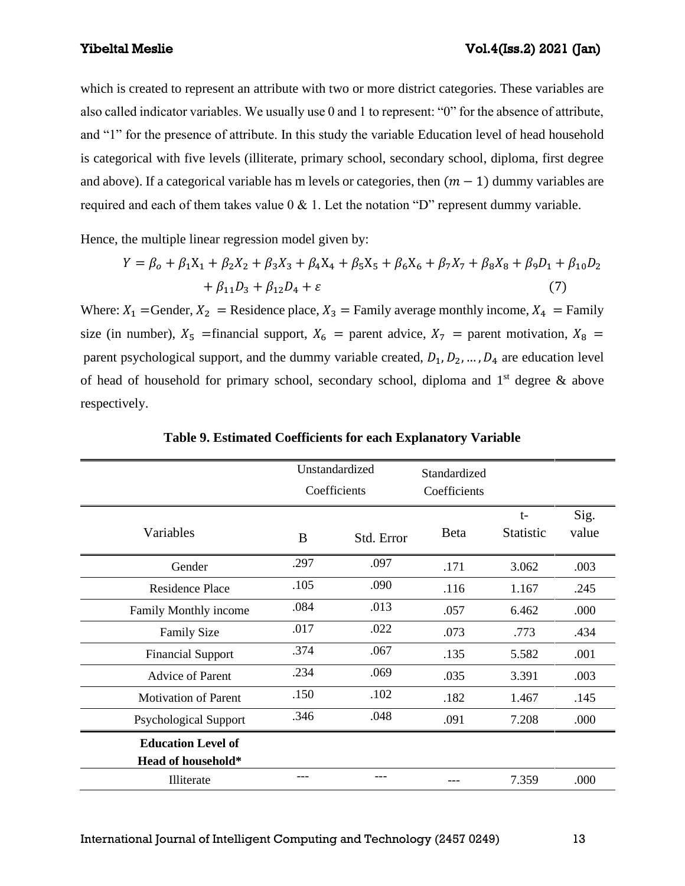which is created to represent an attribute with two or more district categories. These variables are also called indicator variables. We usually use 0 and 1 to represent: "0" for the absence of attribute, and "1" for the presence of attribute. In this study the variable Education level of head household is categorical with five levels (illiterate, primary school, secondary school, diploma, first degree and above). If a categorical variable has m levels or categories, then $(m-1)$ dummy variables are required and each of them takes value 0 & 1. Let the notation "D" represent dummy variable.

Hence, the multiple linear regression model given by:

$$Y = \beta_o + \beta_1 X_1 + \beta_2 X_2 + \beta_3 X_3 + \beta_4 X_4 + \beta_5 X_5 + \beta_6 X_6 + \beta_7 X_7 + \beta_8 X_8 + \beta_9 D_1 + \beta_{10} D_2 + \beta_{11} D_3 + \beta_{12} D_4 + \varepsilon \quad (7)$$

Where: $X_1$ =Gender, $X_2$ = Residence place, $X_3$ = Family average monthly income, $X_4$ = Family size (in number), $X_5$ =financial support, $X_6$ = parent advice, $X_7$ = parent motivation, $X_8$ = parent psychological support, and the dummy variable created, $D_1, D_2, \ldots, D_4$ are education level of head of household for primary school, secondary school, diploma and 1st degree & above respectively.

**Table 9. Estimated Coefficients for each Explanatory Variable**

| Variables | Unstandardized Coefficients | | Standardized Coefficients | t-Statistic | Sig. value |
|---|---|---|---|---|---|
| | B | Std. Error | Beta | | |
| Gender | .297 | .097 | .171 | 3.062 | .003 |
| Residence Place | .105 | .090 | .116 | 1.167 | .245 |
| Family Monthly income | .084 | .013 | .057 | 6.462 | .000 |
| Family Size | .017 | .022 | .073 | .773 | .434 |
| Financial Support | .374 | .067 | .135 | 5.582 | .001 |
| Advice of Parent | .234 | .069 | .035 | 3.391 | .003 |
| Motivation of Parent | .150 | .102 | .182 | 1.467 | .145 |
| Psychological Support | .346 | .048 | .091 | 7.208 | .000 |
| **Education Level of Head of household*** | | | | | |
| Illiterate | --- | --- | --- | 7.359 | .000 |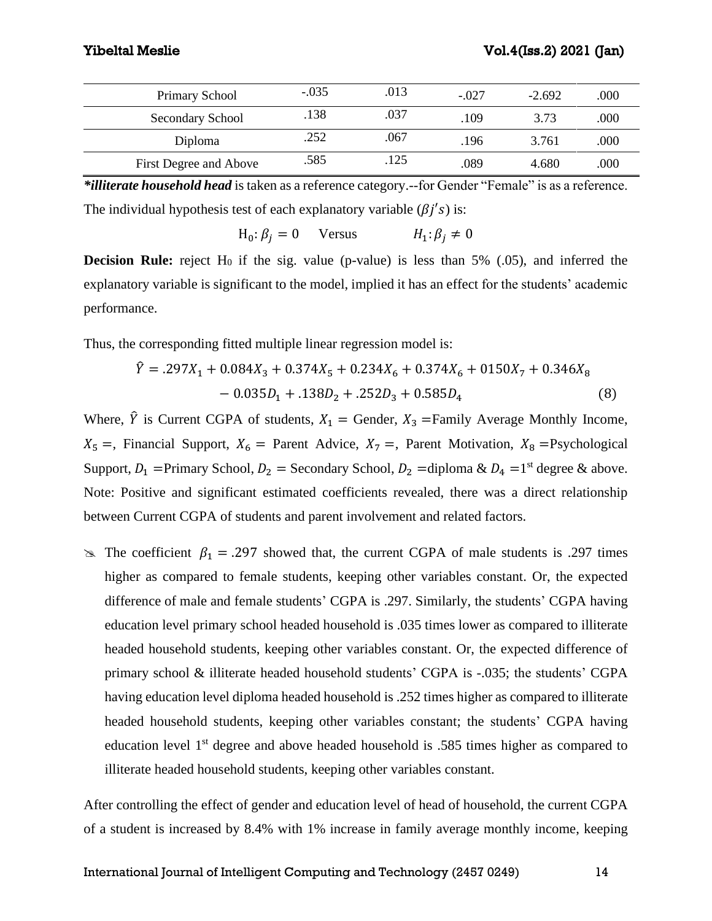| Primary School | -.035 | .013 | -.027 | -2.692 | .000 |
|---|---|---|---|---|---|
| Secondary School | .138 | .037 | .109 | 3.73 | .000 |
| Diploma | .252 | .067 | .196 | 3.761 | .000 |
| First Degree and Above | .585 | .125 | .089 | 4.680 | .000 |

***illiterate household head** is taken as a reference category.--for Gender "Female" is as a reference.

The individual hypothesis test of each explanatory variable ($\beta j's$) is:

$$\mathrm{H_0}: \beta_j = 0 \quad \text{Versus} \quad H_1: \beta_j \neq 0$$

**Decision Rule:** reject $H_0$ if the sig. value (p-value) is less than 5% (.05), and inferred the explanatory variable is significant to the model, implied it has an effect for the students' academic performance.

Thus, the corresponding fitted multiple linear regression model is:

$$\hat{Y} = .297X_1 + 0.084X_3 + 0.374X_5 + 0.234X_6 + 0.374X_6 + 0150X_7 + 0.346X_8 - 0.035D_1 + .138D_2 + .252D_3 + 0.585D_4 \quad (8)$$

Where, $\hat{Y}$ is Current CGPA of students, $X_1 =$ Gender, $X_3 =$Family Average Monthly Income, $X_5 =$, Financial Support, $X_6 =$ Parent Advice, $X_7 =$, Parent Motivation, $X_8 =$Psychological Support, $D_1 =$Primary School, $D_2 =$ Secondary School, $D_2 =$diploma & $D_4 =$1st degree & above. Note: Positive and significant estimated coefficients revealed, there was a direct relationship between Current CGPA of students and parent involvement and related factors.

- The coefficient $\beta_1 = .297$ showed that, the current CGPA of male students is .297 times higher as compared to female students, keeping other variables constant. Or, the expected difference of male and female students' CGPA is .297. Similarly, the students' CGPA having education level primary school headed household is .035 times lower as compared to illiterate headed household students, keeping other variables constant. Or, the expected difference of primary school & illiterate headed household students' CGPA is -.035; the students' CGPA having education level diploma headed household is .252 times higher as compared to illiterate headed household students, keeping other variables constant; the students' CGPA having education level 1st degree and above headed household is .585 times higher as compared to illiterate headed household students, keeping other variables constant.

After controlling the effect of gender and education level of head of household, the current CGPA of a student is increased by 8.4% with 1% increase in family average monthly income, keeping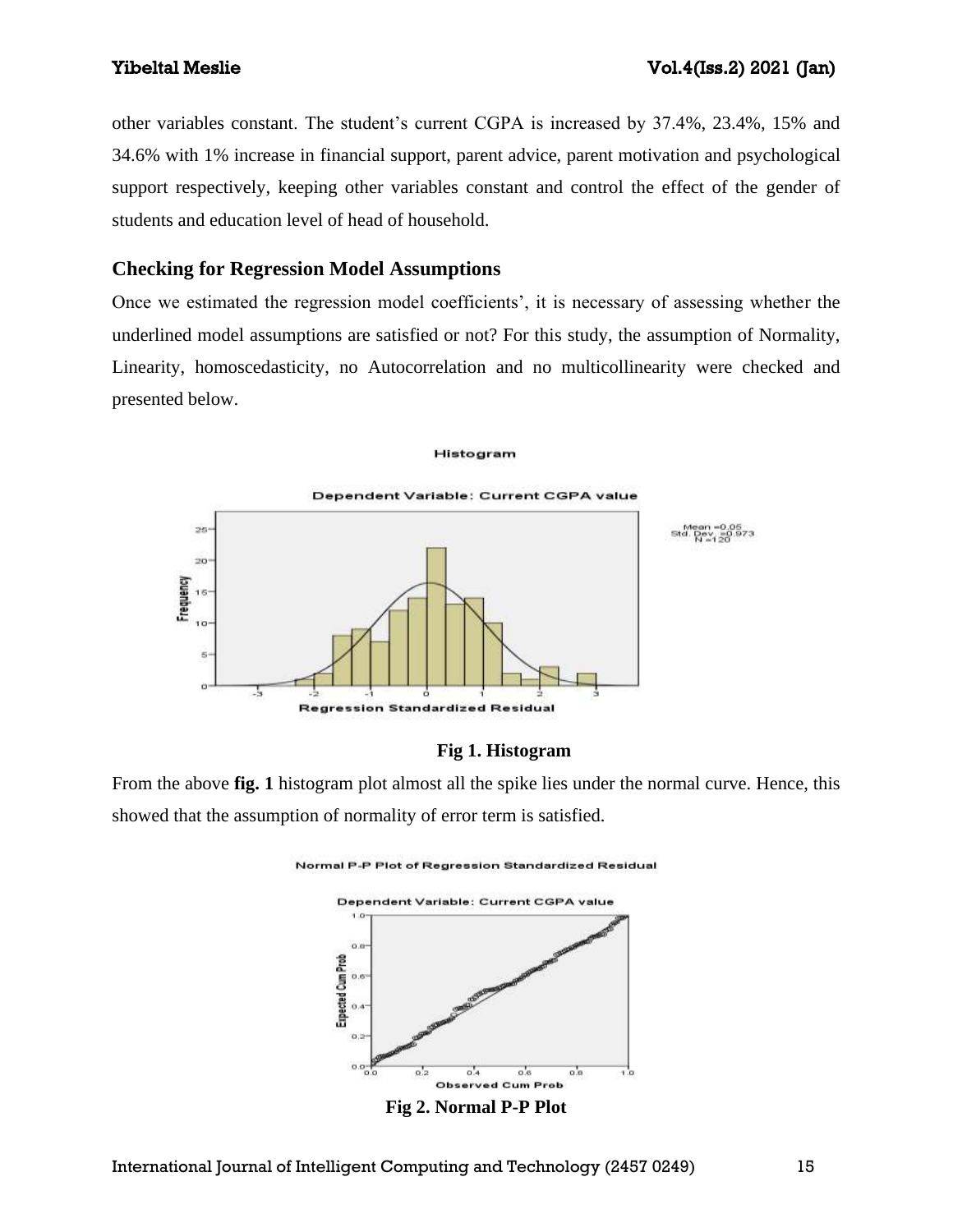other variables constant. The student's current CGPA is increased by 37.4%, 23.4%, 15% and 34.6% with 1% increase in financial support, parent advice, parent motivation and psychological support respectively, keeping other variables constant and control the effect of the gender of students and education level of head of household.

## Checking for Regression Model Assumptions

Once we estimated the regression model coefficients', it is necessary of assessing whether the underlined model assumptions are satisfied or not? For this study, the assumption of Normality, Linearity, homoscedasticity, no Autocorrelation and no multicollinearity were checked and presented below.

**Fig 1. Histogram**

From the above **fig. 1** histogram plot almost all the spike lies under the normal curve. Hence, this showed that the assumption of normality of error term is satisfied.

**Fig 2. Normal P-P Plot**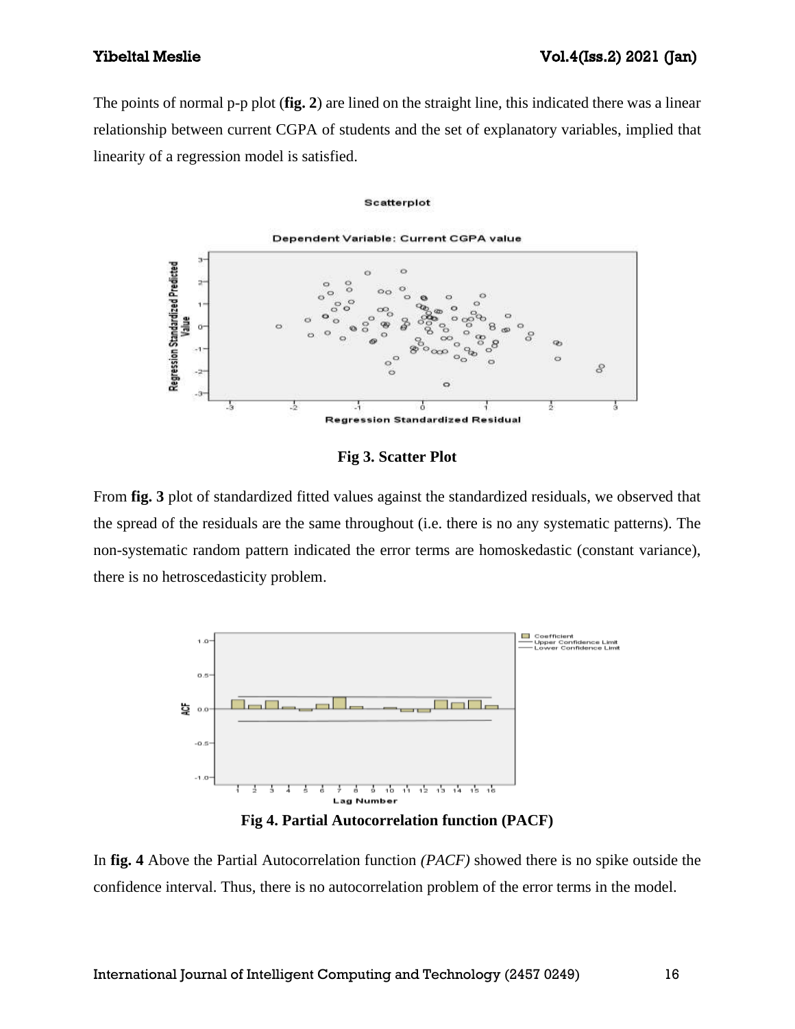The points of normal p-p plot (**fig. 2**) are lined on the straight line, this indicated there was a linear relationship between current CGPA of students and the set of explanatory variables, implied that linearity of a regression model is satisfied.

**Fig 3. Scatter Plot**

From **fig. 3** plot of standardized fitted values against the standardized residuals, we observed that the spread of the residuals are the same throughout (i.e. there is no any systematic patterns). The non-systematic random pattern indicated the error terms are homoskedastic (constant variance), there is no hetroscedasticity problem.

**Fig 4. Partial Autocorrelation function (PACF)**

In **fig. 4** Above the Partial Autocorrelation function *(PACF)* showed there is no spike outside the confidence interval. Thus, there is no autocorrelation problem of the error terms in the model.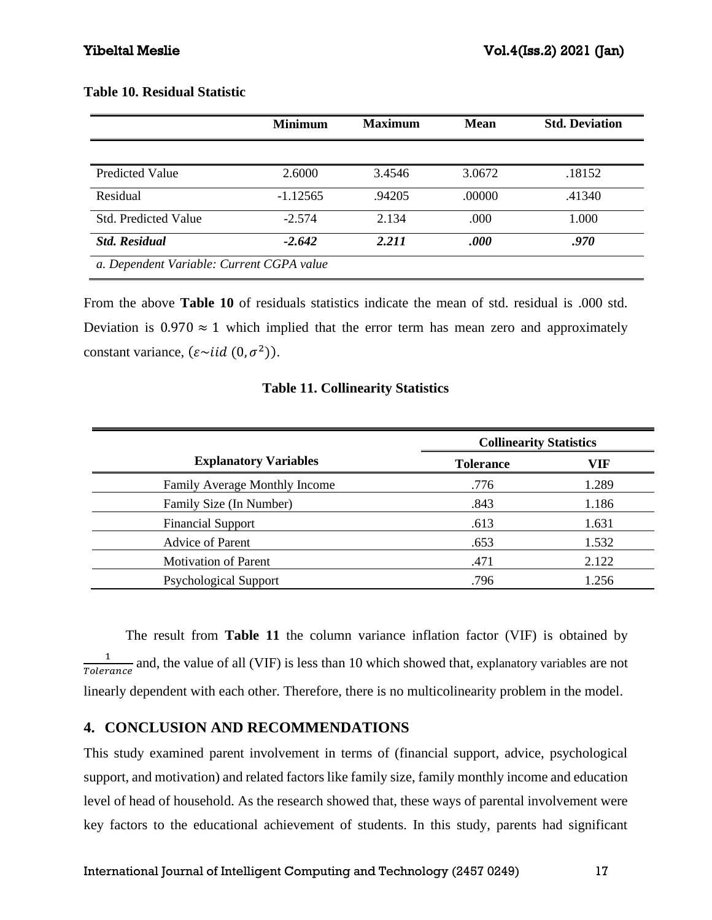**Table 10. Residual Statistic**

| | Minimum | Maximum | Mean | Std. Deviation |
|---|---|---|---|---|
| Predicted Value | 2.6000 | 3.4546 | 3.0672 | .18152 |
| Residual | -1.12565 | .94205 | .00000 | .41340 |
| Std. Predicted Value | -2.574 | 2.134 | .000 | 1.000 |
| ***Std. Residual*** | ***-2.642*** | ***2.211*** | ***.000*** | ***.970*** |

*a. Dependent Variable: Current CGPA value*

From the above **Table 10** of residuals statistics indicate the mean of std. residual is .000 std. Deviation is $0.970 \approx 1$ which implied that the error term has mean zero and approximately constant variance, $(\varepsilon \sim iid\ (0, \sigma^2))$.

**Table 11. Collinearity Statistics**

| Explanatory Variables | Collinearity Statistics | |
|---|---|---|
| | Tolerance | VIF |
| Family Average Monthly Income | .776 | 1.289 |
| Family Size (In Number) | .843 | 1.186 |
| Financial Support | .613 | 1.631 |
| Advice of Parent | .653 | 1.532 |
| Motivation of Parent | .471 | 2.122 |
| Psychological Support | .796 | 1.256 |

The result from **Table 11** the column variance inflation factor (VIF) is obtained by $\frac{1}{Tolerance}$ and, the value of all (VIF) is less than 10 which showed that, explanatory variables are not linearly dependent with each other. Therefore, there is no multicolinearity problem in the model.

## 4. CONCLUSION AND RECOMMENDATIONS

This study examined parent involvement in terms of (financial support, advice, psychological support, and motivation) and related factors like family size, family monthly income and education level of head of household. As the research showed that, these ways of parental involvement were key factors to the educational achievement of students. In this study, parents had significant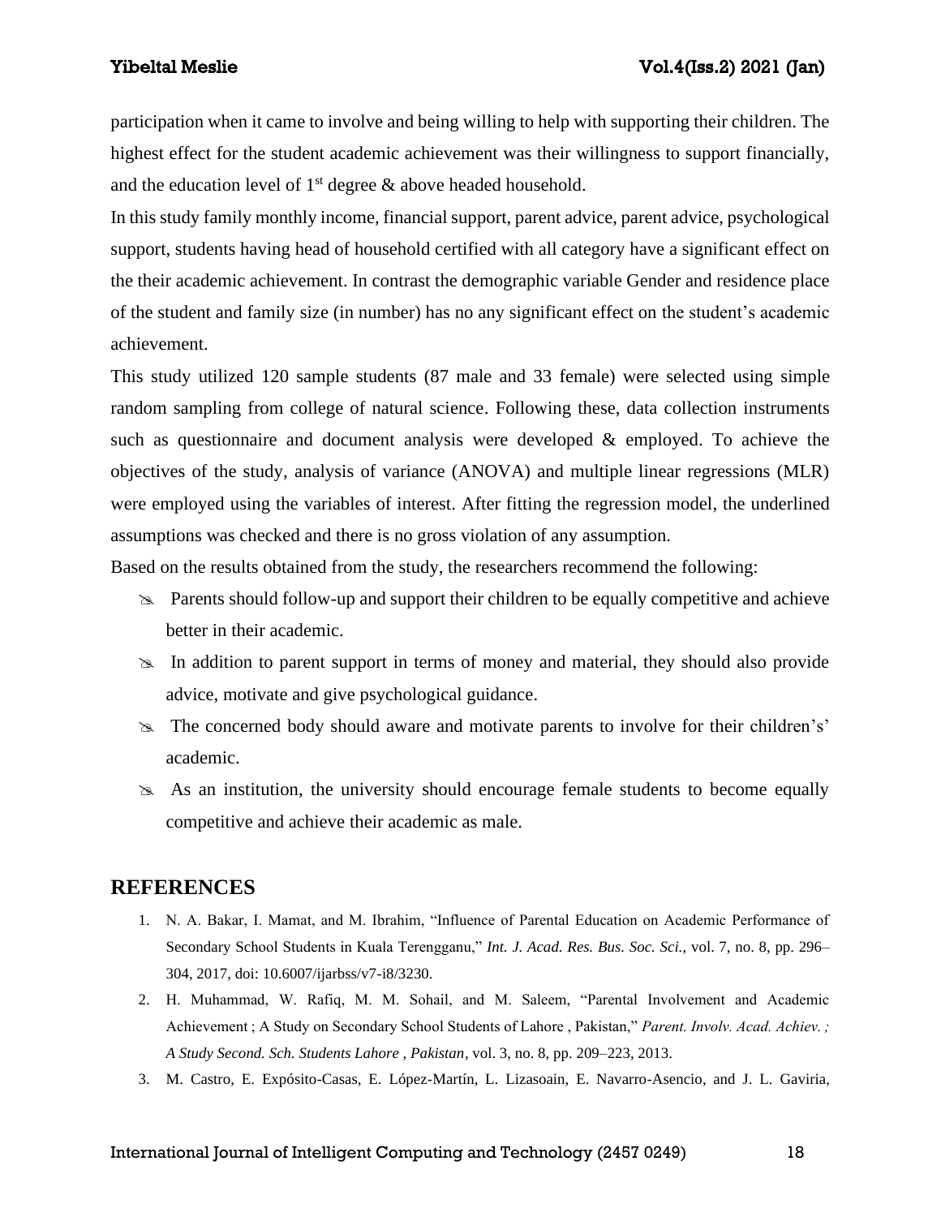participation when it came to involve and being willing to help with supporting their children. The highest effect for the student academic achievement was their willingness to support financially, and the education level of 1st degree & above headed household.

In this study family monthly income, financial support, parent advice, parent advice, psychological support, students having head of household certified with all category have a significant effect on the their academic achievement. In contrast the demographic variable Gender and residence place of the student and family size (in number) has no any significant effect on the student's academic achievement.

This study utilized 120 sample students (87 male and 33 female) were selected using simple random sampling from college of natural science. Following these, data collection instruments such as questionnaire and document analysis were developed & employed. To achieve the objectives of the study, analysis of variance (ANOVA) and multiple linear regressions (MLR) were employed using the variables of interest. After fitting the regression model, the underlined assumptions was checked and there is no gross violation of any assumption.

Based on the results obtained from the study, the researchers recommend the following:

- Parents should follow-up and support their children to be equally competitive and achieve better in their academic.
- In addition to parent support in terms of money and material, they should also provide advice, motivate and give psychological guidance.
- The concerned body should aware and motivate parents to involve for their children's' academic.
- As an institution, the university should encourage female students to become equally competitive and achieve their academic as male.

## REFERENCES

1. N. A. Bakar, I. Mamat, and M. Ibrahim, "Influence of Parental Education on Academic Performance of Secondary School Students in Kuala Terengganu," *Int. J. Acad. Res. Bus. Soc. Sci.*, vol. 7, no. 8, pp. 296–304, 2017, doi: 10.6007/ijarbss/v7-i8/3230.
2. H. Muhammad, W. Rafiq, M. M. Sohail, and M. Saleem, "Parental Involvement and Academic Achievement ; A Study on Secondary School Students of Lahore , Pakistan," *Parent. Involv. Acad. Achiev. ; A Study Second. Sch. Students Lahore , Pakistan*, vol. 3, no. 8, pp. 209–223, 2013.
3. M. Castro, E. Expósito-Casas, E. López-Martín, L. Lizasoain, E. Navarro-Asencio, and J. L. Gaviria,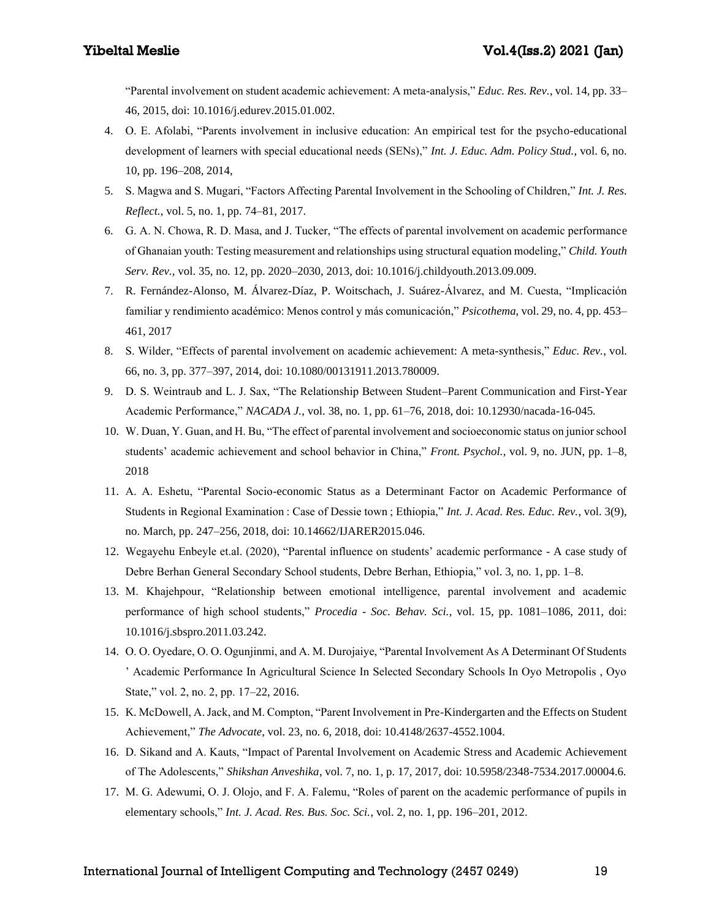"Parental involvement on student academic achievement: A meta-analysis," *Educ. Res. Rev.*, vol. 14, pp. 33–46, 2015, doi: 10.1016/j.edurev.2015.01.002.

4. O. E. Afolabi, "Parents involvement in inclusive education: An empirical test for the psycho-educational development of learners with special educational needs (SENs)," *Int. J. Educ. Adm. Policy Stud.*, vol. 6, no. 10, pp. 196–208, 2014,
5. S. Magwa and S. Mugari, "Factors Affecting Parental Involvement in the Schooling of Children," *Int. J. Res. Reflect.*, vol. 5, no. 1, pp. 74–81, 2017.
6. G. A. N. Chowa, R. D. Masa, and J. Tucker, "The effects of parental involvement on academic performance of Ghanaian youth: Testing measurement and relationships using structural equation modeling," *Child. Youth Serv. Rev.*, vol. 35, no. 12, pp. 2020–2030, 2013, doi: 10.1016/j.childyouth.2013.09.009.
7. R. Fernández-Alonso, M. Álvarez-Díaz, P. Woitschach, J. Suárez-Álvarez, and M. Cuesta, "Implicación familiar y rendimiento académico: Menos control y más comunicación," *Psicothema*, vol. 29, no. 4, pp. 453–461, 2017
8. S. Wilder, "Effects of parental involvement on academic achievement: A meta-synthesis," *Educ. Rev.*, vol. 66, no. 3, pp. 377–397, 2014, doi: 10.1080/00131911.2013.780009.
9. D. S. Weintraub and L. J. Sax, "The Relationship Between Student–Parent Communication and First-Year Academic Performance," *NACADA J.*, vol. 38, no. 1, pp. 61–76, 2018, doi: 10.12930/nacada-16-045.
10. W. Duan, Y. Guan, and H. Bu, "The effect of parental involvement and socioeconomic status on junior school students' academic achievement and school behavior in China," *Front. Psychol.*, vol. 9, no. JUN, pp. 1–8, 2018
11. A. A. Eshetu, "Parental Socio-economic Status as a Determinant Factor on Academic Performance of Students in Regional Examination : Case of Dessie town ; Ethiopia," *Int. J. Acad. Res. Educ. Rev.*, vol. 3(9), no. March, pp. 247–256, 2018, doi: 10.14662/IJARER2015.046.
12. Wegayehu Enbeyle et.al. (2020), "Parental influence on students' academic performance - A case study of Debre Berhan General Secondary School students, Debre Berhan, Ethiopia," vol. 3, no. 1, pp. 1–8.
13. M. Khajehpour, "Relationship between emotional intelligence, parental involvement and academic performance of high school students," *Procedia - Soc. Behav. Sci.*, vol. 15, pp. 1081–1086, 2011, doi: 10.1016/j.sbspro.2011.03.242.
14. O. O. Oyedare, O. O. Ogunjinmi, and A. M. Durojaiye, "Parental Involvement As A Determinant Of Students ' Academic Performance In Agricultural Science In Selected Secondary Schools In Oyo Metropolis , Oyo State," vol. 2, no. 2, pp. 17–22, 2016.
15. K. McDowell, A. Jack, and M. Compton, "Parent Involvement in Pre-Kindergarten and the Effects on Student Achievement," *The Advocate*, vol. 23, no. 6, 2018, doi: 10.4148/2637-4552.1004.
16. D. Sikand and A. Kauts, "Impact of Parental Involvement on Academic Stress and Academic Achievement of The Adolescents," *Shikshan Anveshika*, vol. 7, no. 1, p. 17, 2017, doi: 10.5958/2348-7534.2017.00004.6.
17. M. G. Adewumi, O. J. Olojo, and F. A. Falemu, "Roles of parent on the academic performance of pupils in elementary schools," *Int. J. Acad. Res. Bus. Soc. Sci.*, vol. 2, no. 1, pp. 196–201, 2012.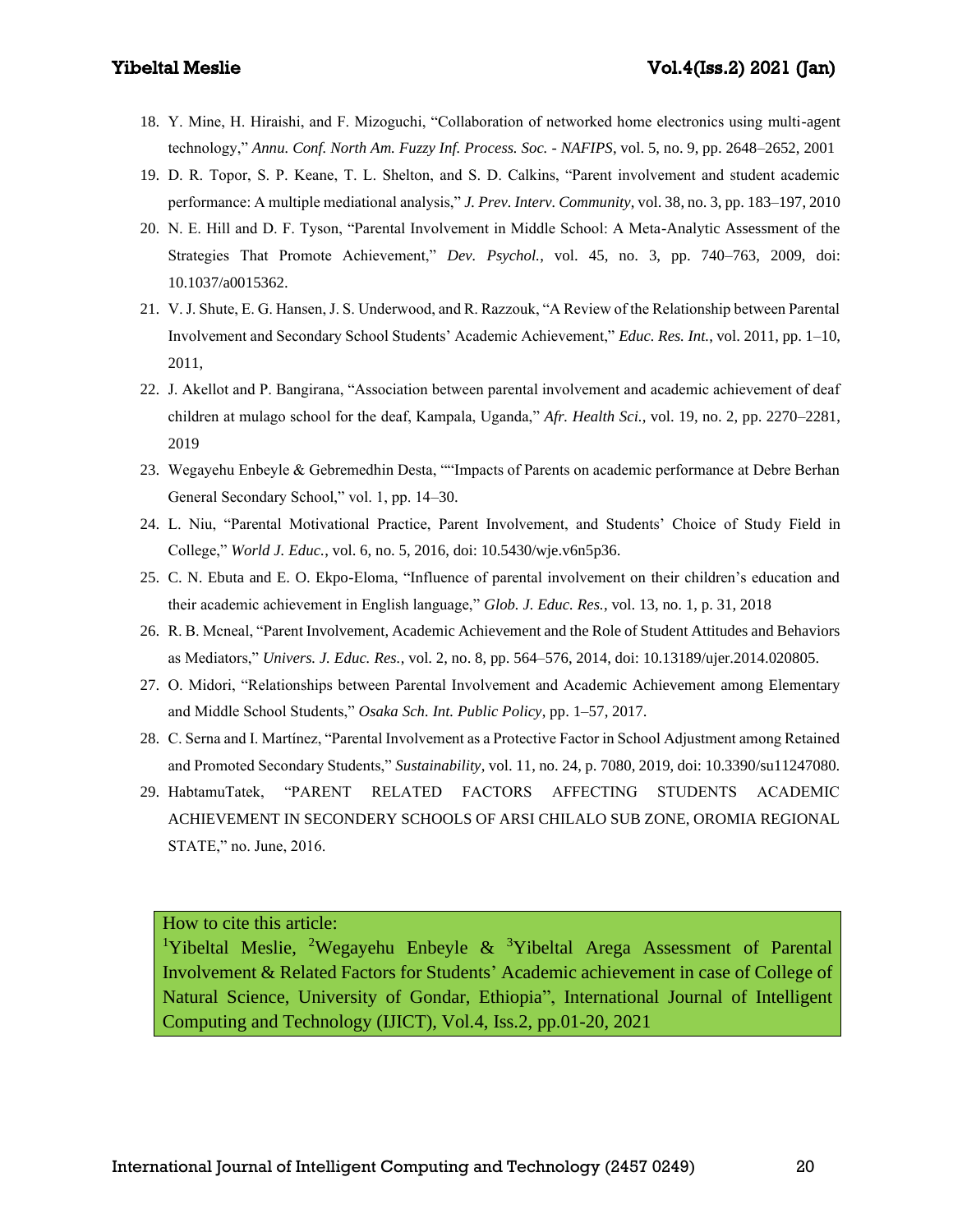18. Y. Mine, H. Hiraishi, and F. Mizoguchi, “Collaboration of networked home electronics using multi-agent technology,” *Annu. Conf. North Am. Fuzzy Inf. Process. Soc. - NAFIPS*, vol. 5, no. 9, pp. 2648–2652, 2001
19. D. R. Topor, S. P. Keane, T. L. Shelton, and S. D. Calkins, “Parent involvement and student academic performance: A multiple mediational analysis,” *J. Prev. Interv. Community*, vol. 38, no. 3, pp. 183–197, 2010
20. N. E. Hill and D. F. Tyson, “Parental Involvement in Middle School: A Meta-Analytic Assessment of the Strategies That Promote Achievement,” *Dev. Psychol.*, vol. 45, no. 3, pp. 740–763, 2009, doi: 10.1037/a0015362.
21. V. J. Shute, E. G. Hansen, J. S. Underwood, and R. Razzouk, “A Review of the Relationship between Parental Involvement and Secondary School Students’ Academic Achievement,” *Educ. Res. Int.*, vol. 2011, pp. 1–10, 2011,
22. J. Akellot and P. Bangirana, “Association between parental involvement and academic achievement of deaf children at mulago school for the deaf, Kampala, Uganda,” *Afr. Health Sci.*, vol. 19, no. 2, pp. 2270–2281, 2019
23. Wegayehu Enbeyle & Gebremedhin Desta, ““Impacts of Parents on academic performance at Debre Berhan General Secondary School,” vol. 1, pp. 14–30.
24. L. Niu, “Parental Motivational Practice, Parent Involvement, and Students’ Choice of Study Field in College,” *World J. Educ.*, vol. 6, no. 5, 2016, doi: 10.5430/wje.v6n5p36.
25. C. N. Ebuta and E. O. Ekpo-Eloma, “Influence of parental involvement on their children’s education and their academic achievement in English language,” *Glob. J. Educ. Res.*, vol. 13, no. 1, p. 31, 2018
26. R. B. Mcneal, “Parent Involvement, Academic Achievement and the Role of Student Attitudes and Behaviors as Mediators,” *Univers. J. Educ. Res.*, vol. 2, no. 8, pp. 564–576, 2014, doi: 10.13189/ujer.2014.020805.
27. O. Midori, “Relationships between Parental Involvement and Academic Achievement among Elementary and Middle School Students,” *Osaka Sch. Int. Public Policy*, pp. 1–57, 2017.
28. C. Serna and I. Martínez, “Parental Involvement as a Protective Factor in School Adjustment among Retained and Promoted Secondary Students,” *Sustainability*, vol. 11, no. 24, p. 7080, 2019, doi: 10.3390/su11247080.
29. HabtamuTatek, “PARENT RELATED FACTORS AFFECTING STUDENTS ACADEMIC ACHIEVEMENT IN SECONDERY SCHOOLS OF ARSI CHILALO SUB ZONE, OROMIA REGIONAL STATE,” no. June, 2016.

How to cite this article:
[1]Yibeltal Meslie, [2]Wegayehu Enbeyle & [3]Yibeltal Arega Assessment of Parental Involvement & Related Factors for Students’ Academic achievement in case of College of Natural Science, University of Gondar, Ethiopia”, International Journal of Intelligent Computing and Technology (IJICT), Vol.4, Iss.2, pp.01-20, 2021